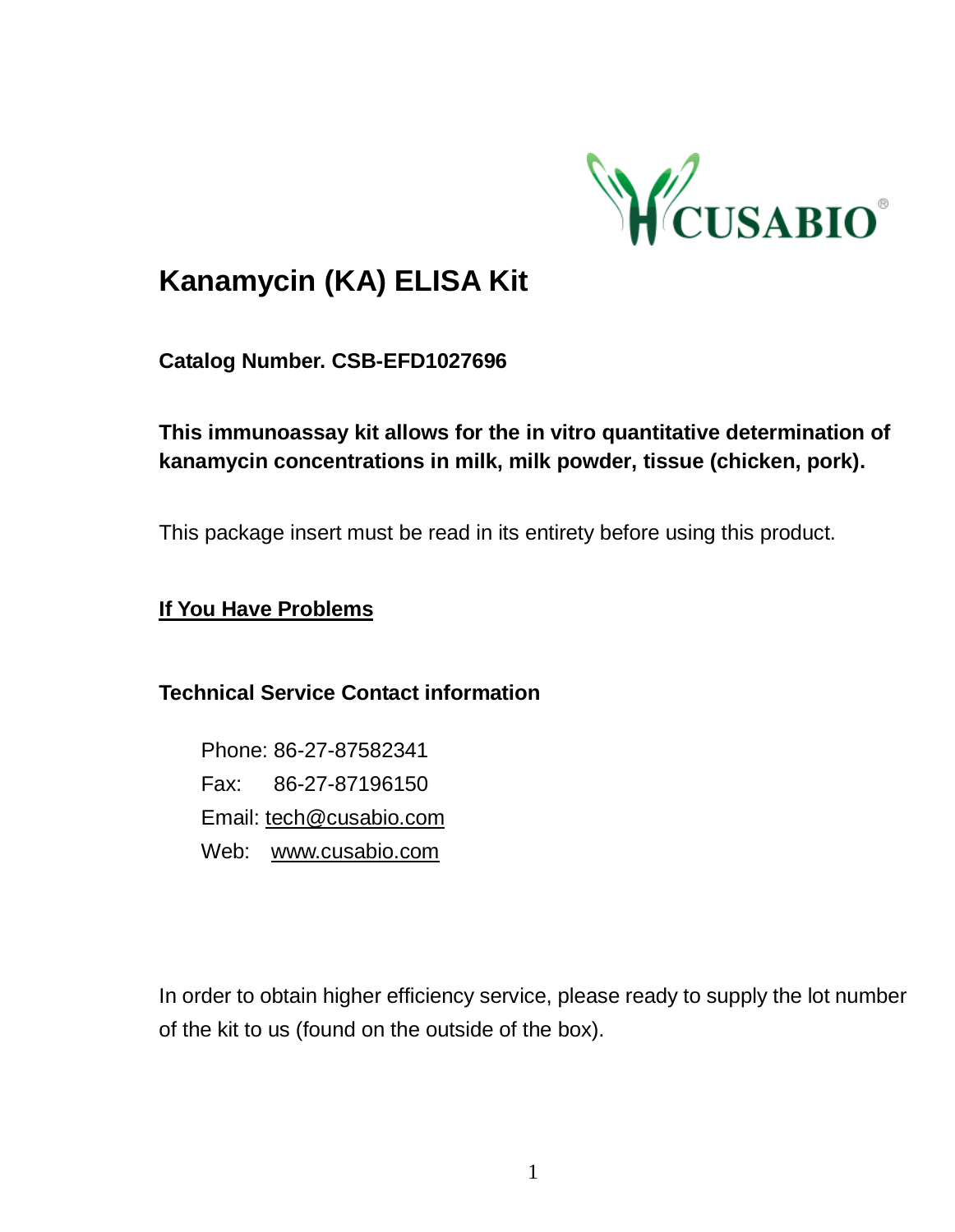CUSABIO®

# Kanamycin (KA) ELISA Kit

**Catalog Number. CSB-EFD1027696**

**This immunoassay kit allows for the in vitro quantitative determination of kanamycin concentrations in milk, milk powder, tissue (chicken, pork).**

This package insert must be read in its entirety before using this product.

## If You Have Problems

**Technical Service Contact information**

Phone: 86-27-87582341
Fax: 86-27-87196150
Email: tech@cusabio.com
Web: www.cusabio.com

In order to obtain higher efficiency service, please ready to supply the lot number of the kit to us (found on the outside of the box).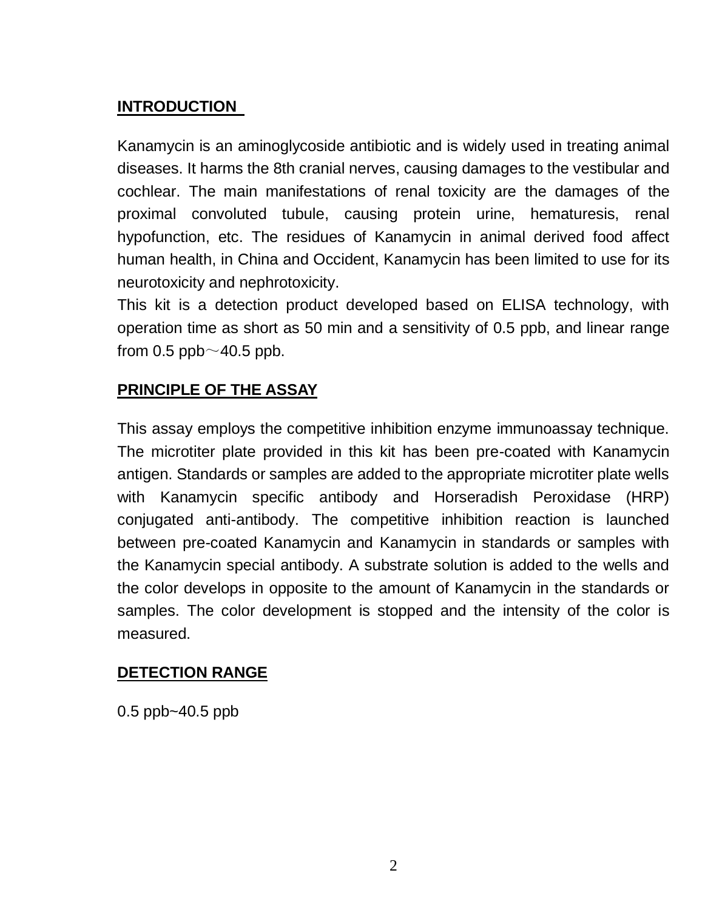## INTRODUCTION

Kanamycin is an aminoglycoside antibiotic and is widely used in treating animal diseases. It harms the 8th cranial nerves, causing damages to the vestibular and cochlear. The main manifestations of renal toxicity are the damages of the proximal convoluted tubule, causing protein urine, hematuresis, renal hypofunction, etc. The residues of Kanamycin in animal derived food affect human health, in China and Occident, Kanamycin has been limited to use for its neurotoxicity and nephrotoxicity.

This kit is a detection product developed based on ELISA technology, with operation time as short as 50 min and a sensitivity of 0.5 ppb, and linear range from 0.5 ppb～40.5 ppb.

## PRINCIPLE OF THE ASSAY

This assay employs the competitive inhibition enzyme immunoassay technique. The microtiter plate provided in this kit has been pre-coated with Kanamycin antigen. Standards or samples are added to the appropriate microtiter plate wells with Kanamycin specific antibody and Horseradish Peroxidase (HRP) conjugated anti-antibody. The competitive inhibition reaction is launched between pre-coated Kanamycin and Kanamycin in standards or samples with the Kanamycin special antibody. A substrate solution is added to the wells and the color develops in opposite to the amount of Kanamycin in the standards or samples. The color development is stopped and the intensity of the color is measured.

## DETECTION RANGE

0.5 ppb~40.5 ppb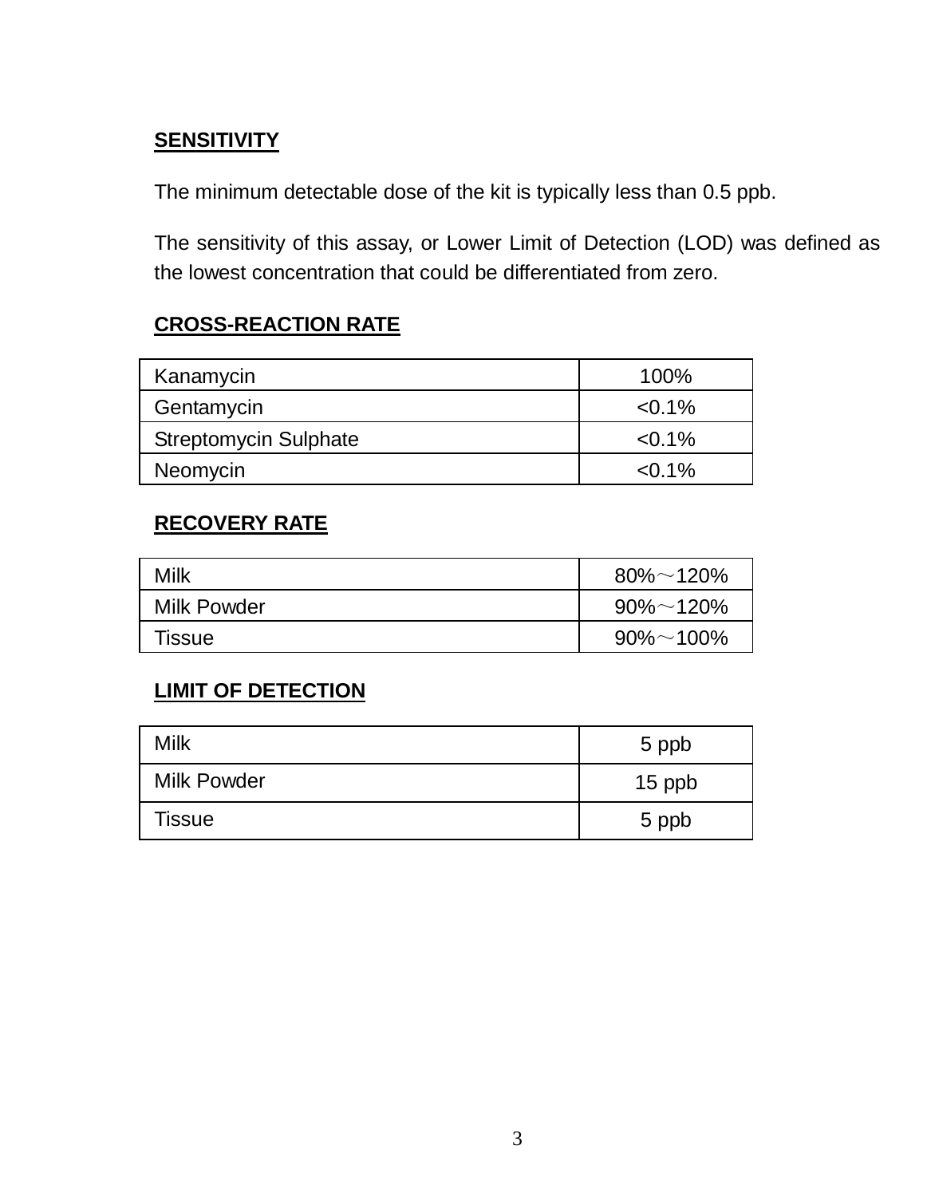## SENSITIVITY

The minimum detectable dose of the kit is typically less than 0.5 ppb.

The sensitivity of this assay, or Lower Limit of Detection (LOD) was defined as the lowest concentration that could be differentiated from zero.

## CROSS-REACTION RATE

| | |
|---|---|
| Kanamycin | 100% |
| Gentamycin | <0.1% |
| Streptomycin Sulphate | <0.1% |
| Neomycin | <0.1% |

## RECOVERY RATE

| | |
|---|---|
| Milk | 80%～120% |
| Milk Powder | 90%～120% |
| Tissue | 90%～100% |

## LIMIT OF DETECTION

| | |
|---|---|
| Milk | 5 ppb |
| Milk Powder | 15 ppb |
| Tissue | 5 ppb |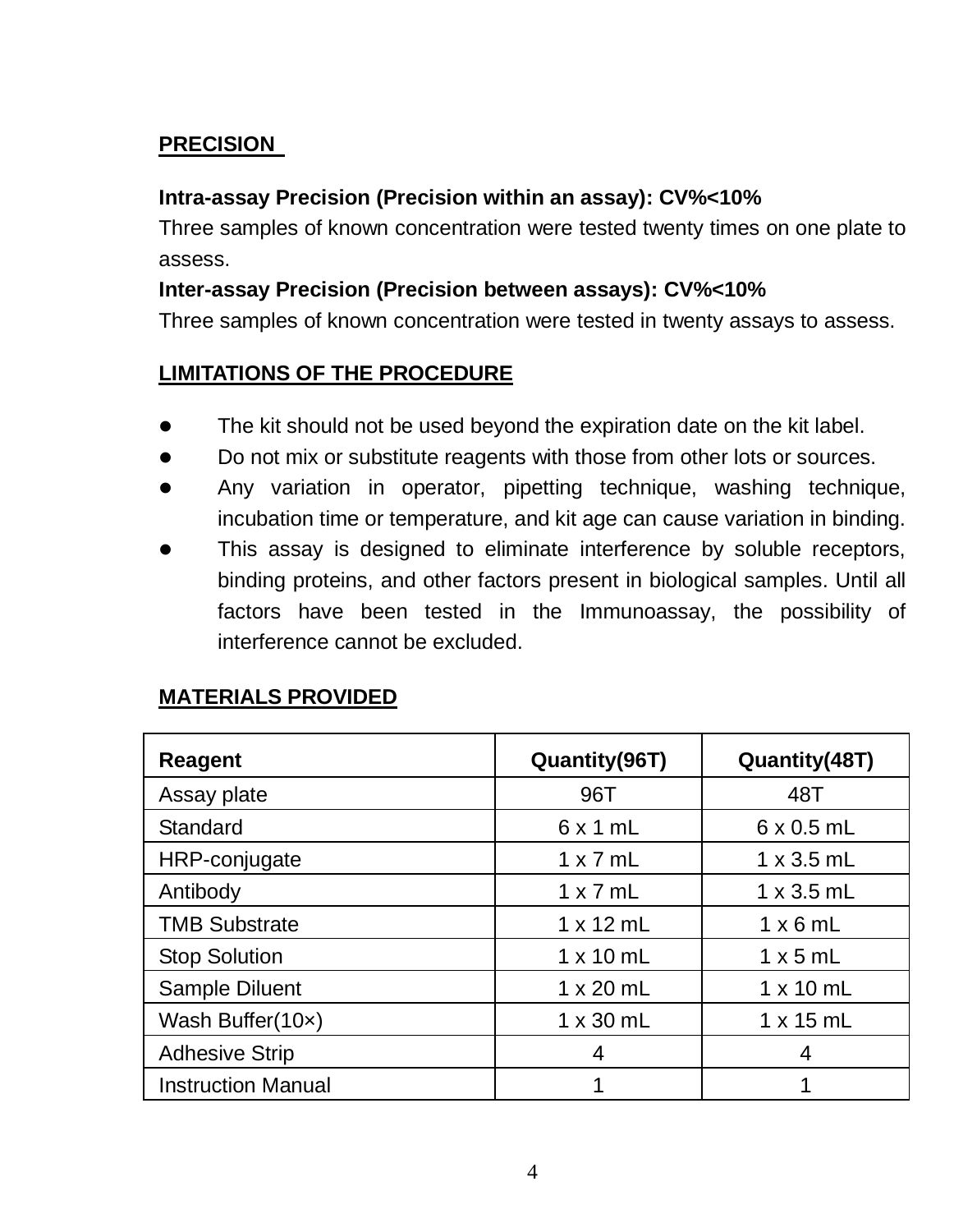## PRECISION

**Intra-assay Precision (Precision within an assay): CV%<10%**

Three samples of known concentration were tested twenty times on one plate to assess.

**Inter-assay Precision (Precision between assays): CV%<10%**

Three samples of known concentration were tested in twenty assays to assess.

## LIMITATIONS OF THE PROCEDURE

- The kit should not be used beyond the expiration date on the kit label.
- Do not mix or substitute reagents with those from other lots or sources.
- Any variation in operator, pipetting technique, washing technique, incubation time or temperature, and kit age can cause variation in binding.
- This assay is designed to eliminate interference by soluble receptors, binding proteins, and other factors present in biological samples. Until all factors have been tested in the Immunoassay, the possibility of interference cannot be excluded.

## MATERIALS PROVIDED

| Reagent | Quantity(96T) | Quantity(48T) |
| --- | --- | --- |
| Assay plate | 96T | 48T |
| Standard | 6 x 1 mL | 6 x 0.5 mL |
| HRP-conjugate | 1 x 7 mL | 1 x 3.5 mL |
| Antibody | 1 x 7 mL | 1 x 3.5 mL |
| TMB Substrate | 1 x 12 mL | 1 x 6 mL |
| Stop Solution | 1 x 10 mL | 1 x 5 mL |
| Sample Diluent | 1 x 20 mL | 1 x 10 mL |
| Wash Buffer(10×) | 1 x 30 mL | 1 x 15 mL |
| Adhesive Strip | 4 | 4 |
| Instruction Manual | 1 | 1 |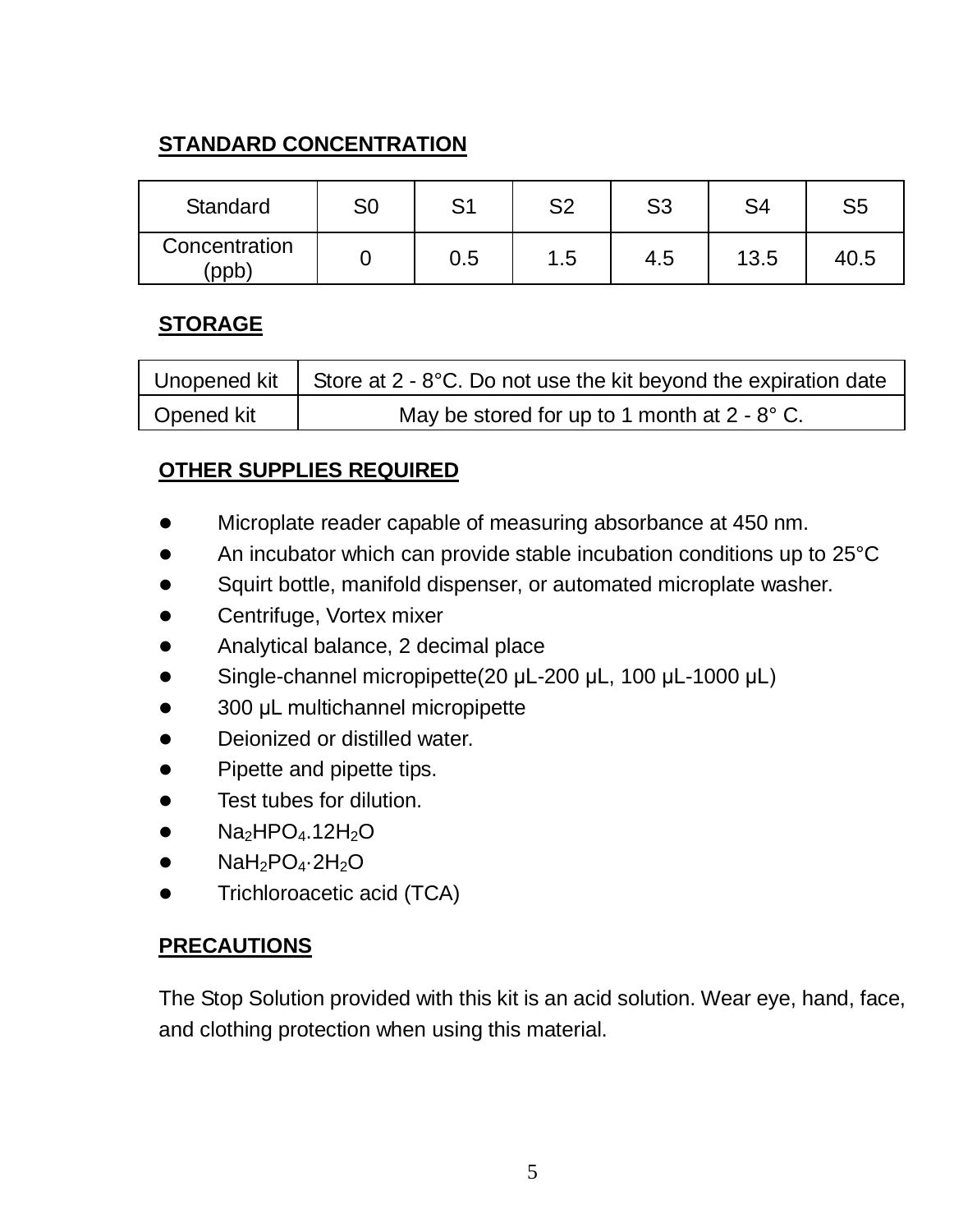## STANDARD CONCENTRATION

| Standard | S0 | S1 | S2 | S3 | S4 | S5 |
|---|---|---|---|---|---|---|
| Concentration (ppb) | 0 | 0.5 | 1.5 | 4.5 | 13.5 | 40.5 |

## STORAGE

| Unopened kit | Store at 2 - 8°C. Do not use the kit beyond the expiration date |
|---|---|
| Opened kit | May be stored for up to 1 month at 2 - 8° C. |

## OTHER SUPPLIES REQUIRED

- Microplate reader capable of measuring absorbance at 450 nm.
- An incubator which can provide stable incubation conditions up to 25°C
- Squirt bottle, manifold dispenser, or automated microplate washer.
- Centrifuge, Vortex mixer
- Analytical balance, 2 decimal place
- Single-channel micropipette(20 μL-200 μL, 100 μL-1000 μL)
- 300 μL multichannel micropipette
- Deionized or distilled water.
- Pipette and pipette tips.
- Test tubes for dilution.
- $Na_2HPO_4.12H_2O$
- $NaH_2PO_4·2H_2O$
- Trichloroacetic acid (TCA)

## PRECAUTIONS

The Stop Solution provided with this kit is an acid solution. Wear eye, hand, face, and clothing protection when using this material.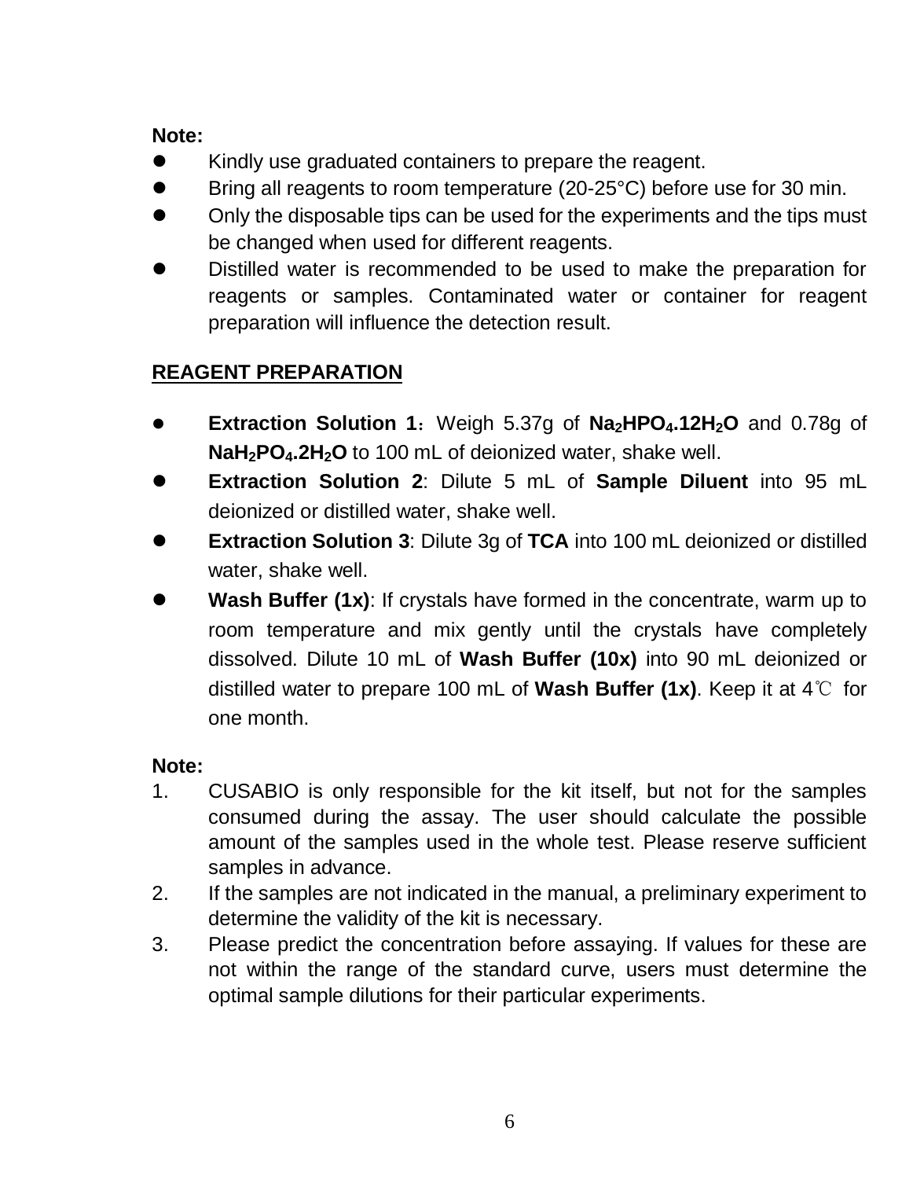**Note:**

- Kindly use graduated containers to prepare the reagent.
- Bring all reagents to room temperature (20-25°C) before use for 30 min.
- Only the disposable tips can be used for the experiments and the tips must be changed when used for different reagents.
- Distilled water is recommended to be used to make the preparation for reagents or samples. Contaminated water or container for reagent preparation will influence the detection result.

## REAGENT PREPARATION

- **Extraction Solution 1**：Weigh 5.37g of **$Na_2HPO_4.12H_2O$** and 0.78g of **$NaH_2PO_4.2H_2O$** to 100 mL of deionized water, shake well.
- **Extraction Solution 2**: Dilute 5 mL of **Sample Diluent** into 95 mL deionized or distilled water, shake well.
- **Extraction Solution 3**: Dilute 3g of **TCA** into 100 mL deionized or distilled water, shake well.
- **Wash Buffer (1x)**: If crystals have formed in the concentrate, warm up to room temperature and mix gently until the crystals have completely dissolved. Dilute 10 mL of **Wash Buffer (10x)** into 90 mL deionized or distilled water to prepare 100 mL of **Wash Buffer (1x)**. Keep it at 4℃ for one month.

**Note:**

1. CUSABIO is only responsible for the kit itself, but not for the samples consumed during the assay. The user should calculate the possible amount of the samples used in the whole test. Please reserve sufficient samples in advance.
2. If the samples are not indicated in the manual, a preliminary experiment to determine the validity of the kit is necessary.
3. Please predict the concentration before assaying. If values for these are not within the range of the standard curve, users must determine the optimal sample dilutions for their particular experiments.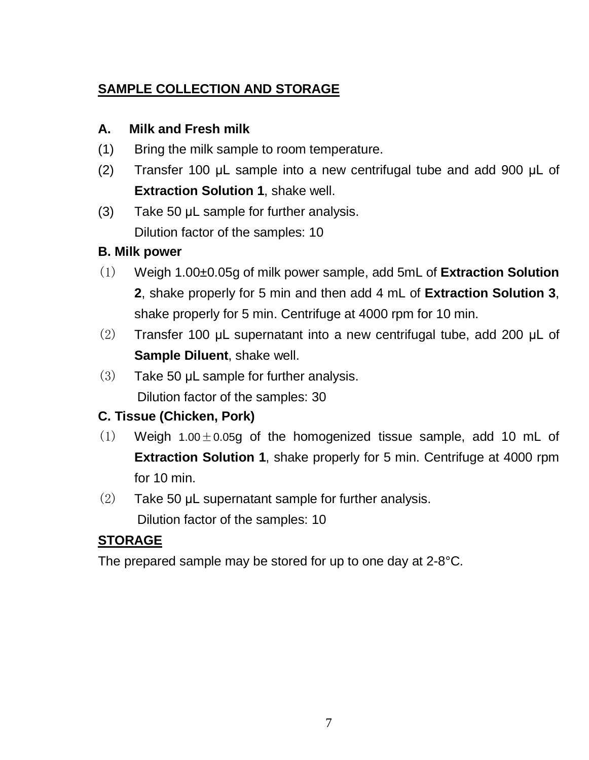## SAMPLE COLLECTION AND STORAGE

### A. Milk and Fresh milk

(1) Bring the milk sample to room temperature.

(2) Transfer 100 μL sample into a new centrifugal tube and add 900 μL of **Extraction Solution 1**, shake well.

(3) Take 50 μL sample for further analysis.
Dilution factor of the samples: 10

### B. Milk power

(1) Weigh 1.00±0.05g of milk power sample, add 5mL of **Extraction Solution 2**, shake properly for 5 min and then add 4 mL of **Extraction Solution 3**, shake properly for 5 min. Centrifuge at 4000 rpm for 10 min.

(2) Transfer 100 μL supernatant into a new centrifugal tube, add 200 μL of **Sample Diluent**, shake well.

(3) Take 50 μL sample for further analysis.
Dilution factor of the samples: 30

### C. Tissue (Chicken, Pork)

(1) Weigh 1.00±0.05g of the homogenized tissue sample, add 10 mL of **Extraction Solution 1**, shake properly for 5 min. Centrifuge at 4000 rpm for 10 min.

(2) Take 50 μL supernatant sample for further analysis.
Dilution factor of the samples: 10

## STORAGE

The prepared sample may be stored for up to one day at 2-8°C.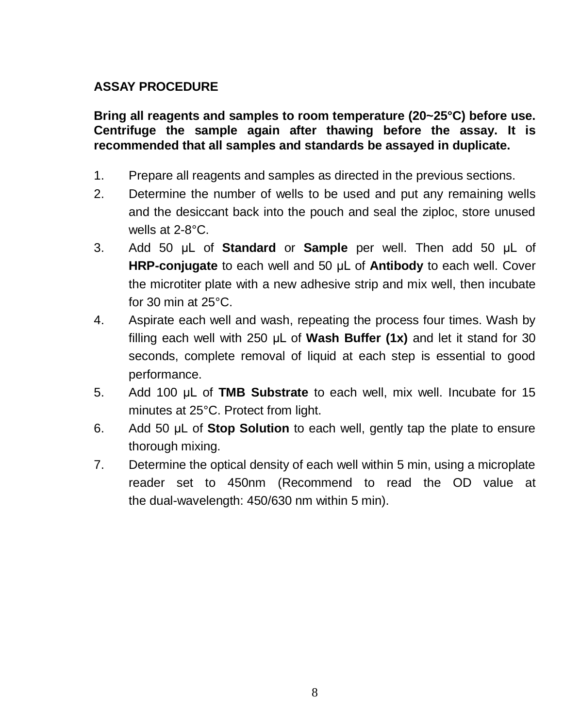## ASSAY PROCEDURE

**Bring all reagents and samples to room temperature (20~25°C) before use. Centrifuge the sample again after thawing before the assay. It is recommended that all samples and standards be assayed in duplicate.**

1. Prepare all reagents and samples as directed in the previous sections.
2. Determine the number of wells to be used and put any remaining wells and the desiccant back into the pouch and seal the ziploc, store unused wells at 2-8°C.
3. Add 50 μL of **Standard** or **Sample** per well. Then add 50 μL of **HRP-conjugate** to each well and 50 μL of **Antibody** to each well. Cover the microtiter plate with a new adhesive strip and mix well, then incubate for 30 min at 25°C.
4. Aspirate each well and wash, repeating the process four times. Wash by filling each well with 250 μL of **Wash Buffer (1x)** and let it stand for 30 seconds, complete removal of liquid at each step is essential to good performance.
5. Add 100 μL of **TMB Substrate** to each well, mix well. Incubate for 15 minutes at 25°C. Protect from light.
6. Add 50 μL of **Stop Solution** to each well, gently tap the plate to ensure thorough mixing.
7. Determine the optical density of each well within 5 min, using a microplate reader set to 450nm (Recommend to read the OD value at the dual-wavelength: 450/630 nm within 5 min).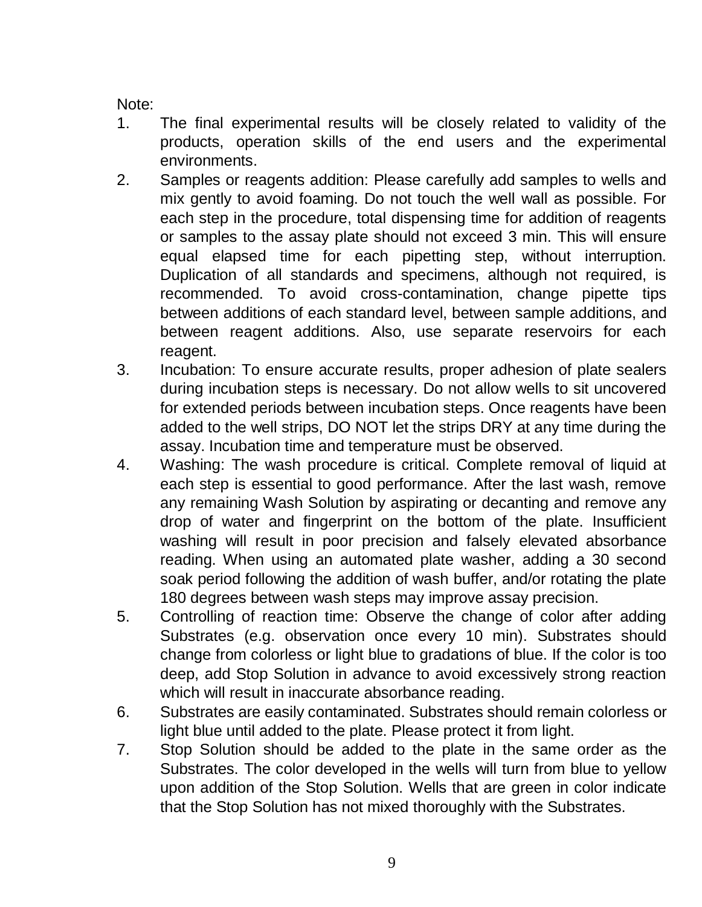Note:

1. The final experimental results will be closely related to validity of the products, operation skills of the end users and the experimental environments.
2. Samples or reagents addition: Please carefully add samples to wells and mix gently to avoid foaming. Do not touch the well wall as possible. For each step in the procedure, total dispensing time for addition of reagents or samples to the assay plate should not exceed 3 min. This will ensure equal elapsed time for each pipetting step, without interruption. Duplication of all standards and specimens, although not required, is recommended. To avoid cross-contamination, change pipette tips between additions of each standard level, between sample additions, and between reagent additions. Also, use separate reservoirs for each reagent.
3. Incubation: To ensure accurate results, proper adhesion of plate sealers during incubation steps is necessary. Do not allow wells to sit uncovered for extended periods between incubation steps. Once reagents have been added to the well strips, DO NOT let the strips DRY at any time during the assay. Incubation time and temperature must be observed.
4. Washing: The wash procedure is critical. Complete removal of liquid at each step is essential to good performance. After the last wash, remove any remaining Wash Solution by aspirating or decanting and remove any drop of water and fingerprint on the bottom of the plate. Insufficient washing will result in poor precision and falsely elevated absorbance reading. When using an automated plate washer, adding a 30 second soak period following the addition of wash buffer, and/or rotating the plate 180 degrees between wash steps may improve assay precision.
5. Controlling of reaction time: Observe the change of color after adding Substrates (e.g. observation once every 10 min). Substrates should change from colorless or light blue to gradations of blue. If the color is too deep, add Stop Solution in advance to avoid excessively strong reaction which will result in inaccurate absorbance reading.
6. Substrates are easily contaminated. Substrates should remain colorless or light blue until added to the plate. Please protect it from light.
7. Stop Solution should be added to the plate in the same order as the Substrates. The color developed in the wells will turn from blue to yellow upon addition of the Stop Solution. Wells that are green in color indicate that the Stop Solution has not mixed thoroughly with the Substrates.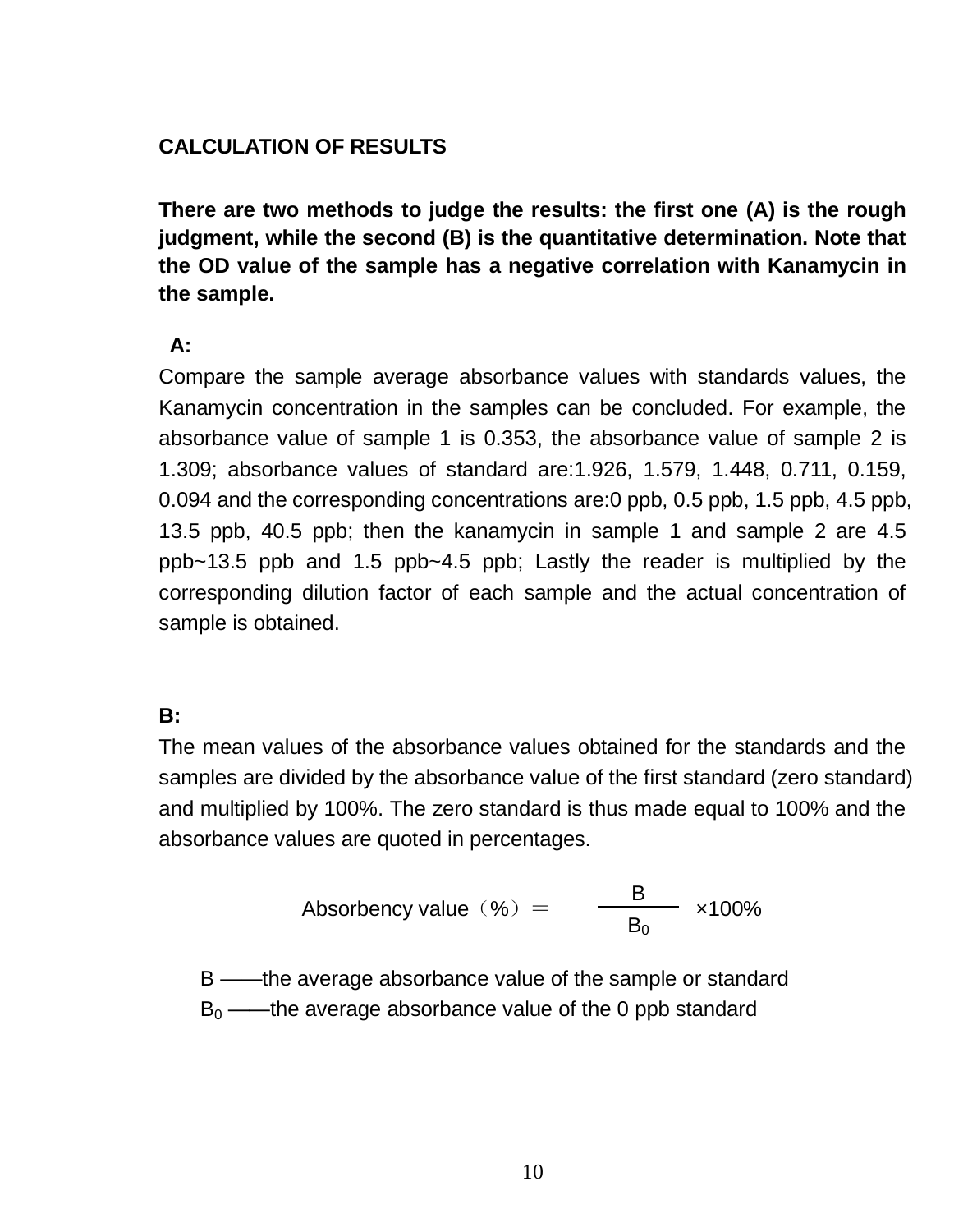## CALCULATION OF RESULTS

**There are two methods to judge the results: the first one (A) is the rough judgment, while the second (B) is the quantitative determination. Note that the OD value of the sample has a negative correlation with Kanamycin in the sample.**

**A:**

Compare the sample average absorbance values with standards values, the Kanamycin concentration in the samples can be concluded. For example, the absorbance value of sample 1 is 0.353, the absorbance value of sample 2 is 1.309; absorbance values of standard are:1.926, 1.579, 1.448, 0.711, 0.159, 0.094 and the corresponding concentrations are:0 ppb, 0.5 ppb, 1.5 ppb, 4.5 ppb, 13.5 ppb, 40.5 ppb; then the kanamycin in sample 1 and sample 2 are 4.5 ppb~13.5 ppb and 1.5 ppb~4.5 ppb; Lastly the reader is multiplied by the corresponding dilution factor of each sample and the actual concentration of sample is obtained.

**B:**

The mean values of the absorbance values obtained for the standards and the samples are divided by the absorbance value of the first standard (zero standard) and multiplied by 100%. The zero standard is thus made equal to 100% and the absorbance values are quoted in percentages.

$$\text{Absorbency value（\%）} = \frac{B}{B_0} \times 100\%$$

$B$ ——the average absorbance value of the sample or standard

$B_0$ ——the average absorbance value of the 0 ppb standard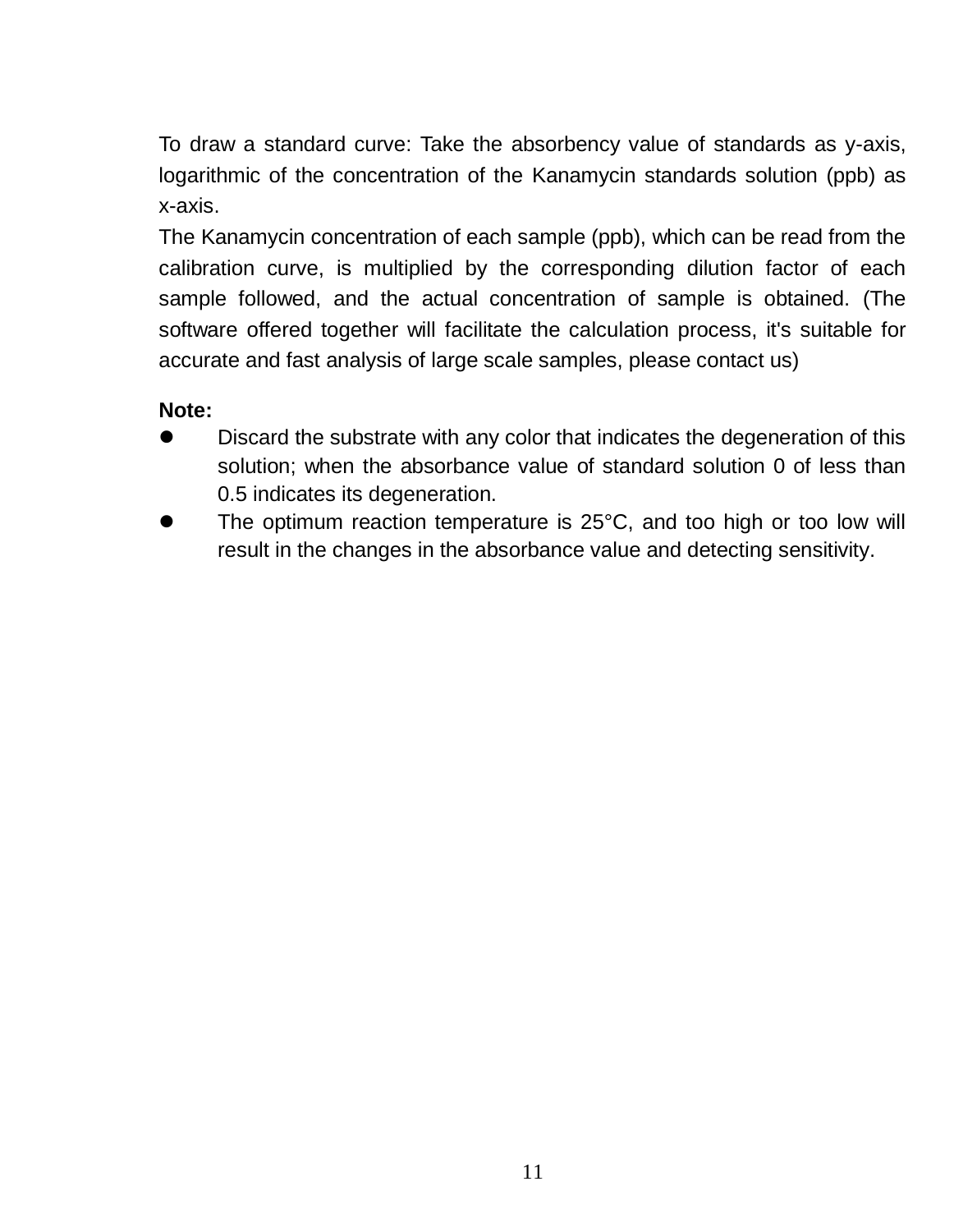To draw a standard curve: Take the absorbency value of standards as y-axis, logarithmic of the concentration of the Kanamycin standards solution (ppb) as x-axis.

The Kanamycin concentration of each sample (ppb), which can be read from the calibration curve, is multiplied by the corresponding dilution factor of each sample followed, and the actual concentration of sample is obtained. (The software offered together will facilitate the calculation process, it's suitable for accurate and fast analysis of large scale samples, please contact us)

**Note:**

- Discard the substrate with any color that indicates the degeneration of this solution; when the absorbance value of standard solution 0 of less than 0.5 indicates its degeneration.
- The optimum reaction temperature is 25°C, and too high or too low will result in the changes in the absorbance value and detecting sensitivity.